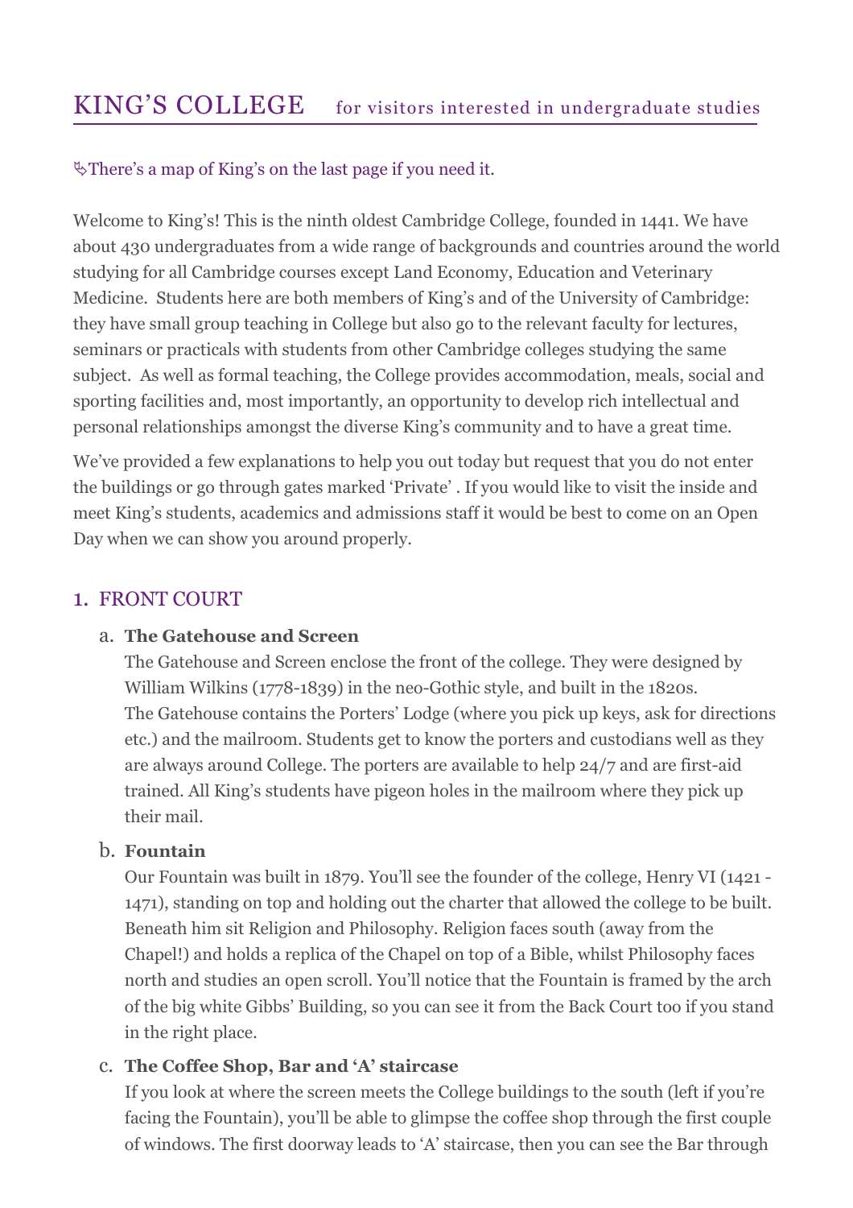# KING'S COLLEGE for visitors interested in undergraduate studies

✎There's a map of King's on the last page if you need it.

Welcome to King's! This is the ninth oldest Cambridge College, founded in 1441. We have about 430 undergraduates from a wide range of backgrounds and countries around the world studying for all Cambridge courses except Land Economy, Education and Veterinary Medicine. Students here are both members of King's and of the University of Cambridge: they have small group teaching in College but also go to the relevant faculty for lectures, seminars or practicals with students from other Cambridge colleges studying the same subject. As well as formal teaching, the College provides accommodation, meals, social and sporting facilities and, most importantly, an opportunity to develop rich intellectual and personal relationships amongst the diverse King's community and to have a great time.

We've provided a few explanations to help you out today but request that you do not enter the buildings or go through gates marked 'Private' . If you would like to visit the inside and meet King's students, academics and admissions staff it would be best to come on an Open Day when we can show you around properly.

## 1. FRONT COURT

a. **The Gatehouse and Screen**
   The Gatehouse and Screen enclose the front of the college. They were designed by William Wilkins (1778-1839) in the neo-Gothic style, and built in the 1820s. The Gatehouse contains the Porters' Lodge (where you pick up keys, ask for directions etc.) and the mailroom. Students get to know the porters and custodians well as they are always around College. The porters are available to help 24/7 and are first-aid trained. All King's students have pigeon holes in the mailroom where they pick up their mail.

b. **Fountain**
   Our Fountain was built in 1879. You'll see the founder of the college, Henry VI (1421 - 1471), standing on top and holding out the charter that allowed the college to be built. Beneath him sit Religion and Philosophy. Religion faces south (away from the Chapel!) and holds a replica of the Chapel on top of a Bible, whilst Philosophy faces north and studies an open scroll. You'll notice that the Fountain is framed by the arch of the big white Gibbs' Building, so you can see it from the Back Court too if you stand in the right place.

c. **The Coffee Shop, Bar and 'A' staircase**
   If you look at where the screen meets the College buildings to the south (left if you're facing the Fountain), you'll be able to glimpse the coffee shop through the first couple of windows. The first doorway leads to 'A' staircase, then you can see the Bar through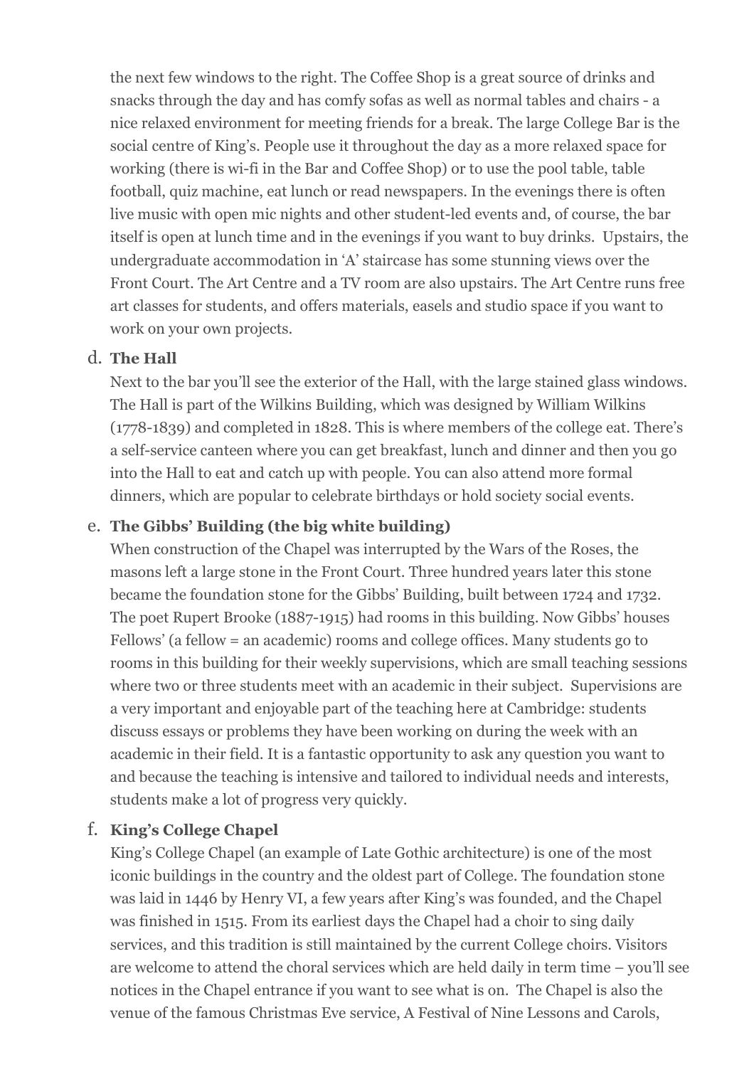the next few windows to the right. The Coffee Shop is a great source of drinks and snacks through the day and has comfy sofas as well as normal tables and chairs - a nice relaxed environment for meeting friends for a break. The large College Bar is the social centre of King's. People use it throughout the day as a more relaxed space for working (there is wi-fi in the Bar and Coffee Shop) or to use the pool table, table football, quiz machine, eat lunch or read newspapers. In the evenings there is often live music with open mic nights and other student-led events and, of course, the bar itself is open at lunch time and in the evenings if you want to buy drinks. Upstairs, the undergraduate accommodation in 'A' staircase has some stunning views over the Front Court. The Art Centre and a TV room are also upstairs. The Art Centre runs free art classes for students, and offers materials, easels and studio space if you want to work on your own projects.

d. **The Hall**

Next to the bar you'll see the exterior of the Hall, with the large stained glass windows. The Hall is part of the Wilkins Building, which was designed by William Wilkins (1778-1839) and completed in 1828. This is where members of the college eat. There's a self-service canteen where you can get breakfast, lunch and dinner and then you go into the Hall to eat and catch up with people. You can also attend more formal dinners, which are popular to celebrate birthdays or hold society social events.

e. **The Gibbs' Building (the big white building)**

When construction of the Chapel was interrupted by the Wars of the Roses, the masons left a large stone in the Front Court. Three hundred years later this stone became the foundation stone for the Gibbs' Building, built between 1724 and 1732. The poet Rupert Brooke (1887-1915) had rooms in this building. Now Gibbs' houses Fellows' (a fellow = an academic) rooms and college offices. Many students go to rooms in this building for their weekly supervisions, which are small teaching sessions where two or three students meet with an academic in their subject. Supervisions are a very important and enjoyable part of the teaching here at Cambridge: students discuss essays or problems they have been working on during the week with an academic in their field. It is a fantastic opportunity to ask any question you want to and because the teaching is intensive and tailored to individual needs and interests, students make a lot of progress very quickly.

f. **King's College Chapel**

King's College Chapel (an example of Late Gothic architecture) is one of the most iconic buildings in the country and the oldest part of College. The foundation stone was laid in 1446 by Henry VI, a few years after King's was founded, and the Chapel was finished in 1515. From its earliest days the Chapel had a choir to sing daily services, and this tradition is still maintained by the current College choirs. Visitors are welcome to attend the choral services which are held daily in term time – you'll see notices in the Chapel entrance if you want to see what is on. The Chapel is also the venue of the famous Christmas Eve service, A Festival of Nine Lessons and Carols,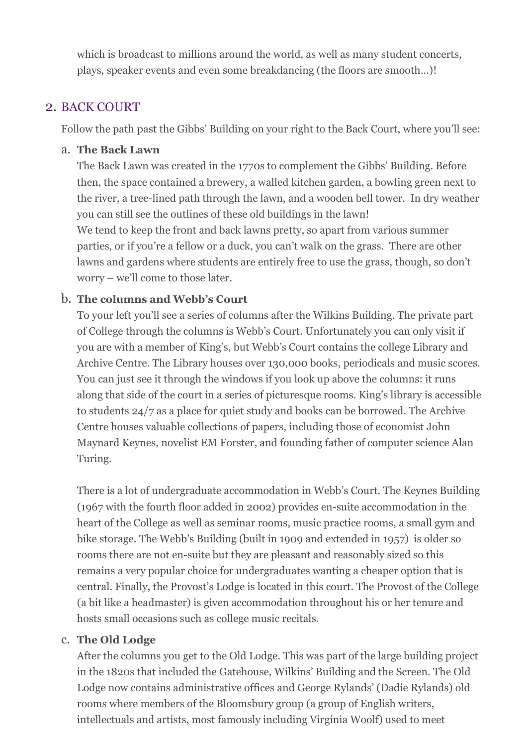which is broadcast to millions around the world, as well as many student concerts, plays, speaker events and even some breakdancing (the floors are smooth…)!

## 2. BACK COURT

Follow the path past the Gibbs' Building on your right to the Back Court, where you'll see:

a. **The Back Lawn**

The Back Lawn was created in the 1770s to complement the Gibbs' Building. Before then, the space contained a brewery, a walled kitchen garden, a bowling green next to the river, a tree-lined path through the lawn, and a wooden bell tower. In dry weather you can still see the outlines of these old buildings in the lawn!

We tend to keep the front and back lawns pretty, so apart from various summer parties, or if you're a fellow or a duck, you can't walk on the grass. There are other lawns and gardens where students are entirely free to use the grass, though, so don't worry – we'll come to those later.

b. **The columns and Webb's Court**

To your left you'll see a series of columns after the Wilkins Building. The private part of College through the columns is Webb's Court. Unfortunately you can only visit if you are with a member of King's, but Webb's Court contains the college Library and Archive Centre. The Library houses over 130,000 books, periodicals and music scores. You can just see it through the windows if you look up above the columns: it runs along that side of the court in a series of picturesque rooms. King's library is accessible to students 24/7 as a place for quiet study and books can be borrowed. The Archive Centre houses valuable collections of papers, including those of economist John Maynard Keynes, novelist EM Forster, and founding father of computer science Alan Turing.

There is a lot of undergraduate accommodation in Webb's Court. The Keynes Building (1967 with the fourth floor added in 2002) provides en-suite accommodation in the heart of the College as well as seminar rooms, music practice rooms, a small gym and bike storage. The Webb's Building (built in 1909 and extended in 1957) is older so rooms there are not en-suite but they are pleasant and reasonably sized so this remains a very popular choice for undergraduates wanting a cheaper option that is central. Finally, the Provost's Lodge is located in this court. The Provost of the College (a bit like a headmaster) is given accommodation throughout his or her tenure and hosts small occasions such as college music recitals.

c. **The Old Lodge**

After the columns you get to the Old Lodge. This was part of the large building project in the 1820s that included the Gatehouse, Wilkins' Building and the Screen. The Old Lodge now contains administrative offices and George Rylands' (Dadie Rylands) old rooms where members of the Bloomsbury group (a group of English writers, intellectuals and artists, most famously including Virginia Woolf) used to meet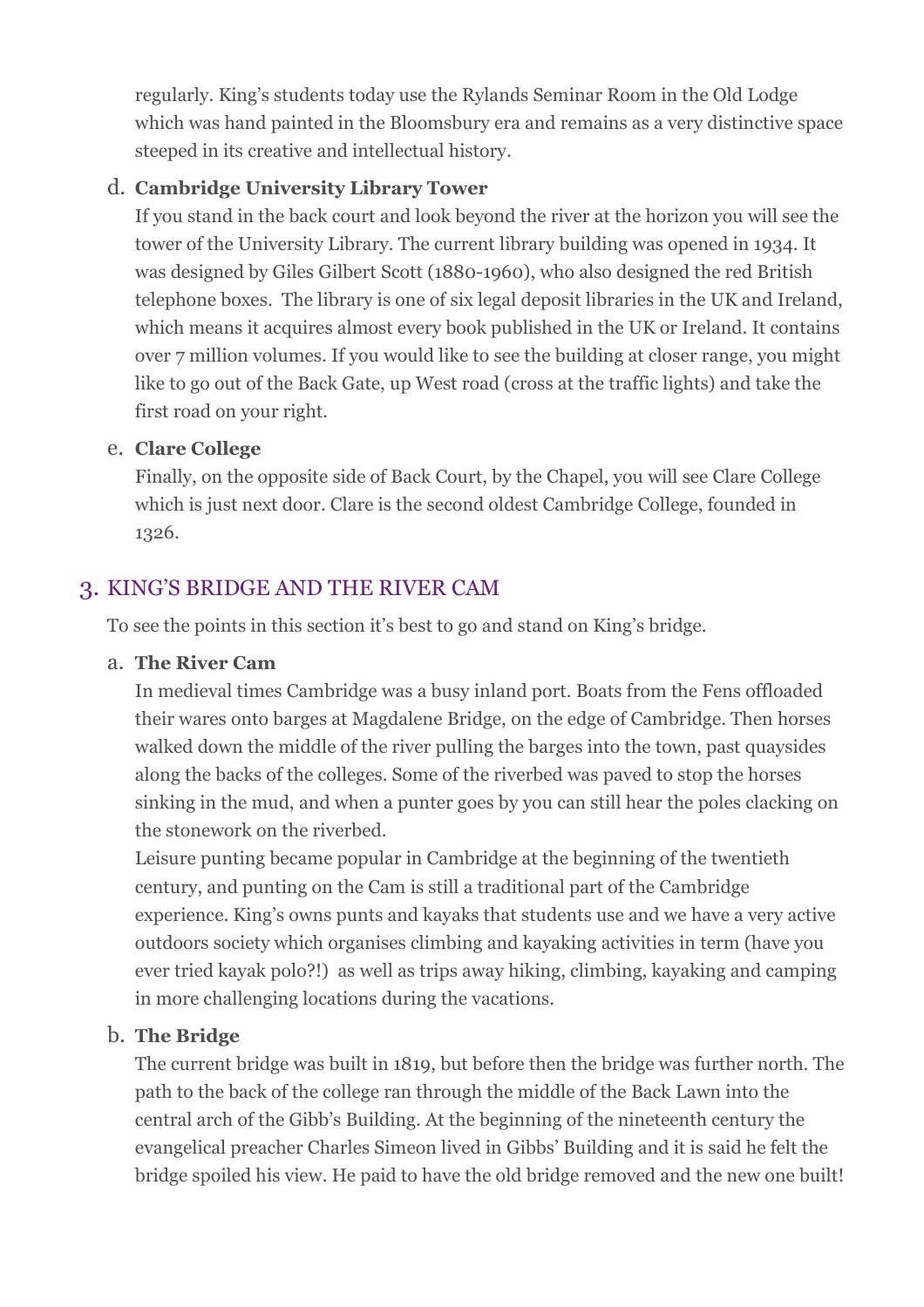regularly. King's students today use the Rylands Seminar Room in the Old Lodge which was hand painted in the Bloomsbury era and remains as a very distinctive space steeped in its creative and intellectual history.

d. **Cambridge University Library Tower**

If you stand in the back court and look beyond the river at the horizon you will see the tower of the University Library. The current library building was opened in 1934. It was designed by Giles Gilbert Scott (1880-1960), who also designed the red British telephone boxes. The library is one of six legal deposit libraries in the UK and Ireland, which means it acquires almost every book published in the UK or Ireland. It contains over 7 million volumes. If you would like to see the building at closer range, you might like to go out of the Back Gate, up West road (cross at the traffic lights) and take the first road on your right.

e. **Clare College**

Finally, on the opposite side of Back Court, by the Chapel, you will see Clare College which is just next door. Clare is the second oldest Cambridge College, founded in 1326.

## 3. KING'S BRIDGE AND THE RIVER CAM

To see the points in this section it's best to go and stand on King's bridge.

a. **The River Cam**

In medieval times Cambridge was a busy inland port. Boats from the Fens offloaded their wares onto barges at Magdalene Bridge, on the edge of Cambridge. Then horses walked down the middle of the river pulling the barges into the town, past quaysides along the backs of the colleges. Some of the riverbed was paved to stop the horses sinking in the mud, and when a punter goes by you can still hear the poles clacking on the stonework on the riverbed.

Leisure punting became popular in Cambridge at the beginning of the twentieth century, and punting on the Cam is still a traditional part of the Cambridge experience. King's owns punts and kayaks that students use and we have a very active outdoors society which organises climbing and kayaking activities in term (have you ever tried kayak polo?!) as well as trips away hiking, climbing, kayaking and camping in more challenging locations during the vacations.

b. **The Bridge**

The current bridge was built in 1819, but before then the bridge was further north. The path to the back of the college ran through the middle of the Back Lawn into the central arch of the Gibb's Building. At the beginning of the nineteenth century the evangelical preacher Charles Simeon lived in Gibbs' Building and it is said he felt the bridge spoiled his view. He paid to have the old bridge removed and the new one built!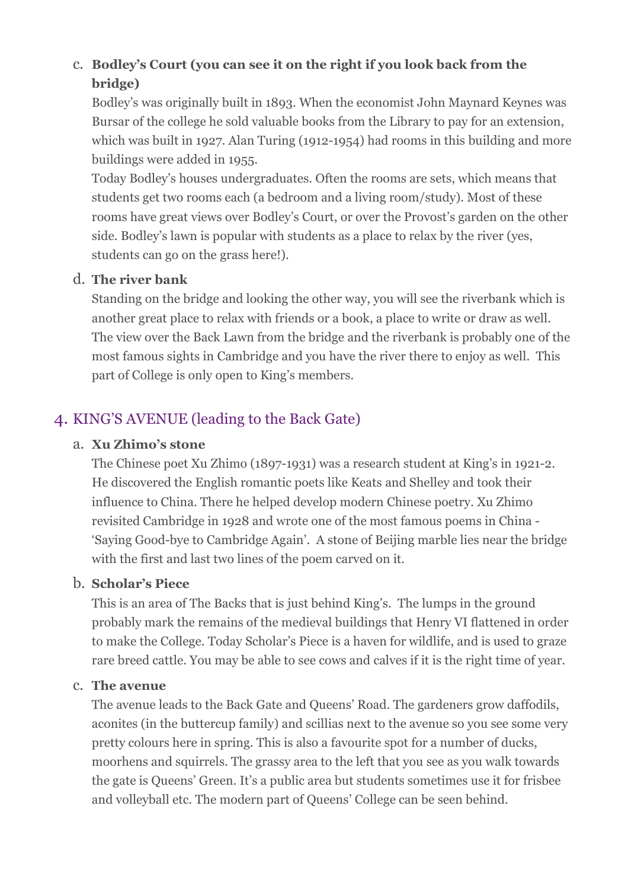c. **Bodley's Court (you can see it on the right if you look back from the bridge)**

   Bodley's was originally built in 1893. When the economist John Maynard Keynes was Bursar of the college he sold valuable books from the Library to pay for an extension, which was built in 1927. Alan Turing (1912-1954) had rooms in this building and more buildings were added in 1955.

   Today Bodley's houses undergraduates. Often the rooms are sets, which means that students get two rooms each (a bedroom and a living room/study). Most of these rooms have great views over Bodley's Court, or over the Provost's garden on the other side. Bodley's lawn is popular with students as a place to relax by the river (yes, students can go on the grass here!).

d. **The river bank**

   Standing on the bridge and looking the other way, you will see the riverbank which is another great place to relax with friends or a book, a place to write or draw as well. The view over the Back Lawn from the bridge and the riverbank is probably one of the most famous sights in Cambridge and you have the river there to enjoy as well. This part of College is only open to King's members.

## 4. KING'S AVENUE (leading to the Back Gate)

a. **Xu Zhimo's stone**

   The Chinese poet Xu Zhimo (1897-1931) was a research student at King's in 1921-2. He discovered the English romantic poets like Keats and Shelley and took their influence to China. There he helped develop modern Chinese poetry. Xu Zhimo revisited Cambridge in 1928 and wrote one of the most famous poems in China - 'Saying Good-bye to Cambridge Again'. A stone of Beijing marble lies near the bridge with the first and last two lines of the poem carved on it.

b. **Scholar's Piece**

   This is an area of The Backs that is just behind King's. The lumps in the ground probably mark the remains of the medieval buildings that Henry VI flattened in order to make the College. Today Scholar's Piece is a haven for wildlife, and is used to graze rare breed cattle. You may be able to see cows and calves if it is the right time of year.

c. **The avenue**

   The avenue leads to the Back Gate and Queens' Road. The gardeners grow daffodils, aconites (in the buttercup family) and scillias next to the avenue so you see some very pretty colours here in spring. This is also a favourite spot for a number of ducks, moorhens and squirrels. The grassy area to the left that you see as you walk towards the gate is Queens' Green. It's a public area but students sometimes use it for frisbee and volleyball etc. The modern part of Queens' College can be seen behind.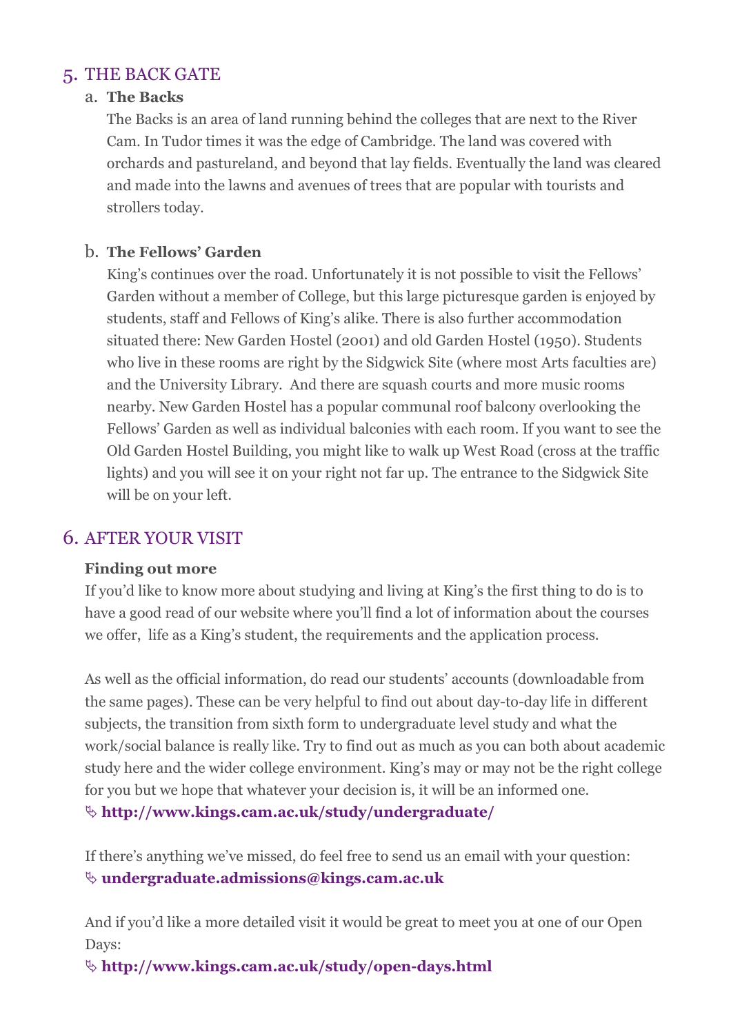## 5. THE BACK GATE

### a. The Backs

The Backs is an area of land running behind the colleges that are next to the River Cam. In Tudor times it was the edge of Cambridge. The land was covered with orchards and pastureland, and beyond that lay fields. Eventually the land was cleared and made into the lawns and avenues of trees that are popular with tourists and strollers today.

### b. The Fellows' Garden

King's continues over the road. Unfortunately it is not possible to visit the Fellows' Garden without a member of College, but this large picturesque garden is enjoyed by students, staff and Fellows of King's alike. There is also further accommodation situated there: New Garden Hostel (2001) and old Garden Hostel (1950). Students who live in these rooms are right by the Sidgwick Site (where most Arts faculties are) and the University Library. And there are squash courts and more music rooms nearby. New Garden Hostel has a popular communal roof balcony overlooking the Fellows' Garden as well as individual balconies with each room. If you want to see the Old Garden Hostel Building, you might like to walk up West Road (cross at the traffic lights) and you will see it on your right not far up. The entrance to the Sidgwick Site will be on your left.

## 6. AFTER YOUR VISIT

**Finding out more**

If you'd like to know more about studying and living at King's the first thing to do is to have a good read of our website where you'll find a lot of information about the courses we offer, life as a King's student, the requirements and the application process.

As well as the official information, do read our students' accounts (downloadable from the same pages). These can be very helpful to find out about day-to-day life in different subjects, the transition from sixth form to undergraduate level study and what the work/social balance is really like. Try to find out as much as you can both about academic study here and the wider college environment. King's may or may not be the right college for you but we hope that whatever your decision is, it will be an informed one.

↳ **http://www.kings.cam.ac.uk/study/undergraduate/**

If there's anything we've missed, do feel free to send us an email with your question:

↳ **undergraduate.admissions@kings.cam.ac.uk**

And if you'd like a more detailed visit it would be great to meet you at one of our Open Days:

↳ **http://www.kings.cam.ac.uk/study/open-days.html**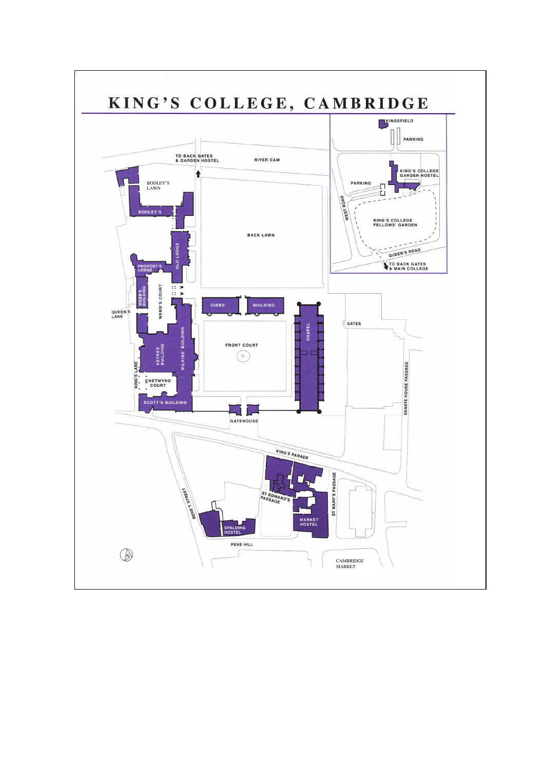# KING'S COLLEGE, CAMBRIDGE

KINGSFIELD

PARKING

KING'S COLLEGE GARDEN HOSTEL

PARKING

WEST ROAD

KING'S COLLEGE FELLOWS' GARDEN

QUEEN'S ROAD

TO BACK GATES & MAIN COLLEGE

TO BACK GATES & GARDEN HOSTEL

RIVER CAM

BODLEY'S LAWN

BODLEY'S

BACK LAWN

OLD LODGE

PROVOST'S LODGE

WEBB'S BUILDING

WEBB'S COURT

QUEEN'S LANE

GIBBS' BUILDING

CHAPEL

GATES

FRONT COURT

KEYNES' BUILDING

WILKINS' BUILDING

KING'S LANE

CHETWYND COURT

SCOTT'S BUILDING

GATEHOUSE

SENATE HOUSE PASSAGE

KING'S PARADE

BENE'T STREET

ST EDWARD'S PASSAGE

ST MARY'S PASSAGE

SPALDING HOSTEL

MARKET HOSTEL

PEAS HILL

CAMBRIDGE MARKET

N